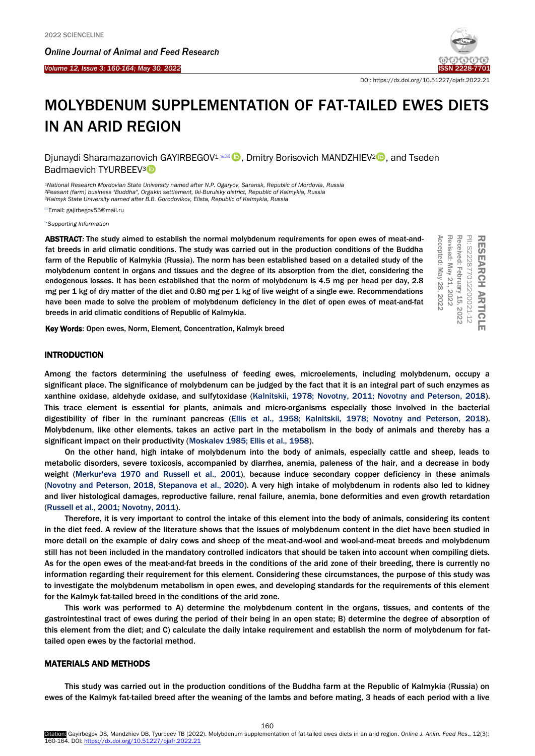DOI: https://dx.doi.org/10.51227/ojafr.2022.21

# MOLYBDENUM SUPPLEMENTATION OF FAT-TAILED EWES DIETS IN AN ARID REGION

Djunaydi Sharamazanovich GAYIRBEGOV[1], Dmitry Borisovich MANDZHIEV[2], and Tseden Badmaevich TYURBEEV[3]

[1]National Research Mordovian State University named after N.P. Ogaryov, Saransk, Republic of Mordovia, Russia
[2]Peasant (farm) business "Buddha", Orgakin settlement, Iki-Burulsky district, Republic of Kalmykia, Russia
[3]Kalmyk State University named after B.B. Gorodovikov, Elista, Republic of Kalmykia, Russia

Email: gajirbegov55@mail.ru

*Supporting Information*

RESEARCH ARTICLE
PII: S222877012200021-12
Received: February 15, 2022
Revised: May 21, 2022
Accepted: May 28, 2022

**ABSTRACT**: The study aimed to establish the normal molybdenum requirements for open ewes of meat-and-fat breeds in arid climatic conditions. The study was carried out in the production conditions of the Buddha farm of the Republic of Kalmykia (Russia). The norm has been established based on a detailed study of the molybdenum content in organs and tissues and the degree of its absorption from the diet, considering the endogenous losses. It has been established that the norm of molybdenum is 4.5 mg per head per day, 2.8 mg per 1 kg of dry matter of the diet and 0.80 mg per 1 kg of live weight of a single ewe. Recommendations have been made to solve the problem of molybdenum deficiency in the diet of open ewes of meat-and-fat breeds in arid climatic conditions of Republic of Kalmykia.

**Key Words**: Open ewes, Norm, Element, Concentration, Kalmyk breed

## INTRODUCTION

Among the factors determining the usefulness of feeding ewes, microelements, including molybdenum, occupy a significant place. The significance of molybdenum can be judged by the fact that it is an integral part of such enzymes as xanthine oxidase, aldehyde oxidase, and sulfytoxidase (Kalnitskii, 1978; Novotny, 2011; Novotny and Peterson, 2018). This trace element is essential for plants, animals and micro-organisms especially those involved in the bacterial digestibility of fiber in the ruminant pancreas (Ellis et al., 1958; Kalnitskii, 1978; Novotny and Peterson, 2018). Molybdenum, like other elements, takes an active part in the metabolism in the body of animals and thereby has a significant impact on their productivity (Moskalev 1985; Ellis et al., 1958).

On the other hand, high intake of molybdenum into the body of animals, especially cattle and sheep, leads to metabolic disorders, severe toxicosis, accompanied by diarrhea, anemia, paleness of the hair, and a decrease in body weight (Merkur'eva 1970 and Russell et al., 2001), because induce secondary copper deficiency in these animals (Novotny and Peterson, 2018, Stepanova et al., 2020). A very high intake of molybdenum in rodents also led to kidney and liver histological damages, reproductive failure, renal failure, anemia, bone deformities and even growth retardation (Russell et al., 2001; Novotny, 2011).

Therefore, it is very important to control the intake of this element into the body of animals, considering its content in the diet feed. A review of the literature shows that the issues of molybdenum content in the diet have been studied in more detail on the example of dairy cows and sheep of the meat-and-wool and wool-and-meat breeds and molybdenum still has not been included in the mandatory controlled indicators that should be taken into account when compiling diets. As for the open ewes of the meat-and-fat breeds in the conditions of the arid zone of their breeding, there is currently no information regarding their requirement for this element. Considering these circumstances, the purpose of this study was to investigate the molybdenum metabolism in open ewes, and developing standards for the requirements of this element for the Kalmyk fat-tailed breed in the conditions of the arid zone.

This work was performed to A) determine the molybdenum content in the organs, tissues, and contents of the gastrointestinal tract of ewes during the period of their being in an open state; B) determine the degree of absorption of this element from the diet; and C) calculate the daily intake requirement and establish the norm of molybdenum for fat-tailed open ewes by the factorial method.

## MATERIALS AND METHODS

This study was carried out in the production conditions of the Buddha farm at the Republic of Kalmykia (Russia) on ewes of the Kalmyk fat-tailed breed after the weaning of the lambs and before mating, 3 heads of each period with a live

Citation: Gayirbegov DS, Mandzhiev DB, Tyurbeev TB (2022). Molybdenum supplementation of fat-tailed ewes diets in an arid region. *Online J. Anim. Feed Res.*, 12(3): 160-164. DOI: https://dx.doi.org/10.51227/ojafr.2022.21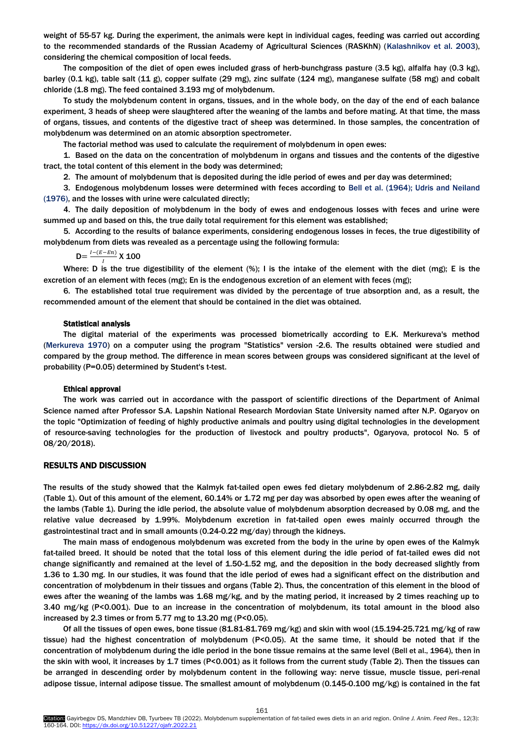weight of 55-57 kg. During the experiment, the animals were kept in individual cages, feeding was carried out according to the recommended standards of the Russian Academy of Agricultural Sciences (RASKhN) (Kalashnikov et al. 2003), considering the chemical composition of local feeds.

The composition of the diet of open ewes included grass of herb-bunchgrass pasture (3.5 kg), alfalfa hay (0.3 kg), barley (0.1 kg), table salt (11 g), copper sulfate (29 mg), zinc sulfate (124 mg), manganese sulfate (58 mg) and cobalt chloride (1.8 mg). The feed contained 3.193 mg of molybdenum.

To study the molybdenum content in organs, tissues, and in the whole body, on the day of the end of each balance experiment, 3 heads of sheep were slaughtered after the weaning of the lambs and before mating. At that time, the mass of organs, tissues, and contents of the digestive tract of sheep was determined. In those samples, the concentration of molybdenum was determined on an atomic absorption spectrometer.

The factorial method was used to calculate the requirement of molybdenum in open ewes:

1. Based on the data on the concentration of molybdenum in organs and tissues and the contents of the digestive tract, the total content of this element in the body was determined;
2. The amount of molybdenum that is deposited during the idle period of ewes and per day was determined;
3. Endogenous molybdenum losses were determined with feces according to Bell et al. (1964); Udris and Neiland (1976), and the losses with urine were calculated directly;
4. The daily deposition of molybdenum in the body of ewes and endogenous losses with feces and urine were summed up and based on this, the true daily total requirement for this element was established;
5. According to the results of balance experiments, considering endogenous losses in feces, the true digestibility of molybdenum from diets was revealed as a percentage using the following formula:

$$D = \frac{I-(E-En)}{I} \times 100$$

Where: D is the true digestibility of the element (%); I is the intake of the element with the diet (mg); E is the excretion of an element with feces (mg); En is the endogenous excretion of an element with feces (mg);

6. The established total true requirement was divided by the percentage of true absorption and, as a result, the recommended amount of the element that should be contained in the diet was obtained.

### Statistical analysis

The digital material of the experiments was processed biometrically according to E.K. Merkureva's method (Merkureva 1970) on a computer using the program "Statistics" version -2.6. The results obtained were studied and compared by the group method. The difference in mean scores between groups was considered significant at the level of probability (P=0.05) determined by Student's t-test.

### Ethical approval

The work was carried out in accordance with the passport of scientific directions of the Department of Animal Science named after Professor S.A. Lapshin National Research Mordovian State University named after N.P. Ogaryov on the topic "Optimization of feeding of highly productive animals and poultry using digital technologies in the development of resource-saving technologies for the production of livestock and poultry products", Ogaryova, protocol No. 5 of 08/20/2018).

## RESULTS AND DISCUSSION

The results of the study showed that the Kalmyk fat-tailed open ewes fed dietary molybdenum of 2.86-2.82 mg, daily (Table 1). Out of this amount of the element, 60.14% or 1.72 mg per day was absorbed by open ewes after the weaning of the lambs (Table 1). During the idle period, the absolute value of molybdenum absorption decreased by 0.08 mg, and the relative value decreased by 1.99%. Molybdenum excretion in fat-tailed open ewes mainly occurred through the gastrointestinal tract and in small amounts (0.24-0.22 mg/day) through the kidneys.

The main mass of endogenous molybdenum was excreted from the body in the urine by open ewes of the Kalmyk fat-tailed breed. It should be noted that the total loss of this element during the idle period of fat-tailed ewes did not change significantly and remained at the level of 1.50-1.52 mg, and the deposition in the body decreased slightly from 1.36 to 1.30 mg. In our studies, it was found that the idle period of ewes had a significant effect on the distribution and concentration of molybdenum in their tissues and organs (Table 2). Thus, the concentration of this element in the blood of ewes after the weaning of the lambs was 1.68 mg/kg, and by the mating period, it increased by 2 times reaching up to 3.40 mg/kg (P<0.001). Due to an increase in the concentration of molybdenum, its total amount in the blood also increased by 2.3 times or from 5.77 mg to 13.20 mg (P<0.05).

Of all the tissues of open ewes, bone tissue (81.81-81.769 mg/kg) and skin with wool (15.194-25.721 mg/kg of raw tissue) had the highest concentration of molybdenum (P<0.05). At the same time, it should be noted that if the concentration of molybdenum during the idle period in the bone tissue remains at the same level (Bell et al., 1964), then in the skin with wool, it increases by 1.7 times (P<0.001) as it follows from the current study (Table 2). Then the tissues can be arranged in descending order by molybdenum content in the following way: nerve tissue, muscle tissue, peri-renal adipose tissue, internal adipose tissue. The smallest amount of molybdenum (0.145-0.100 mg/kg) is contained in the fat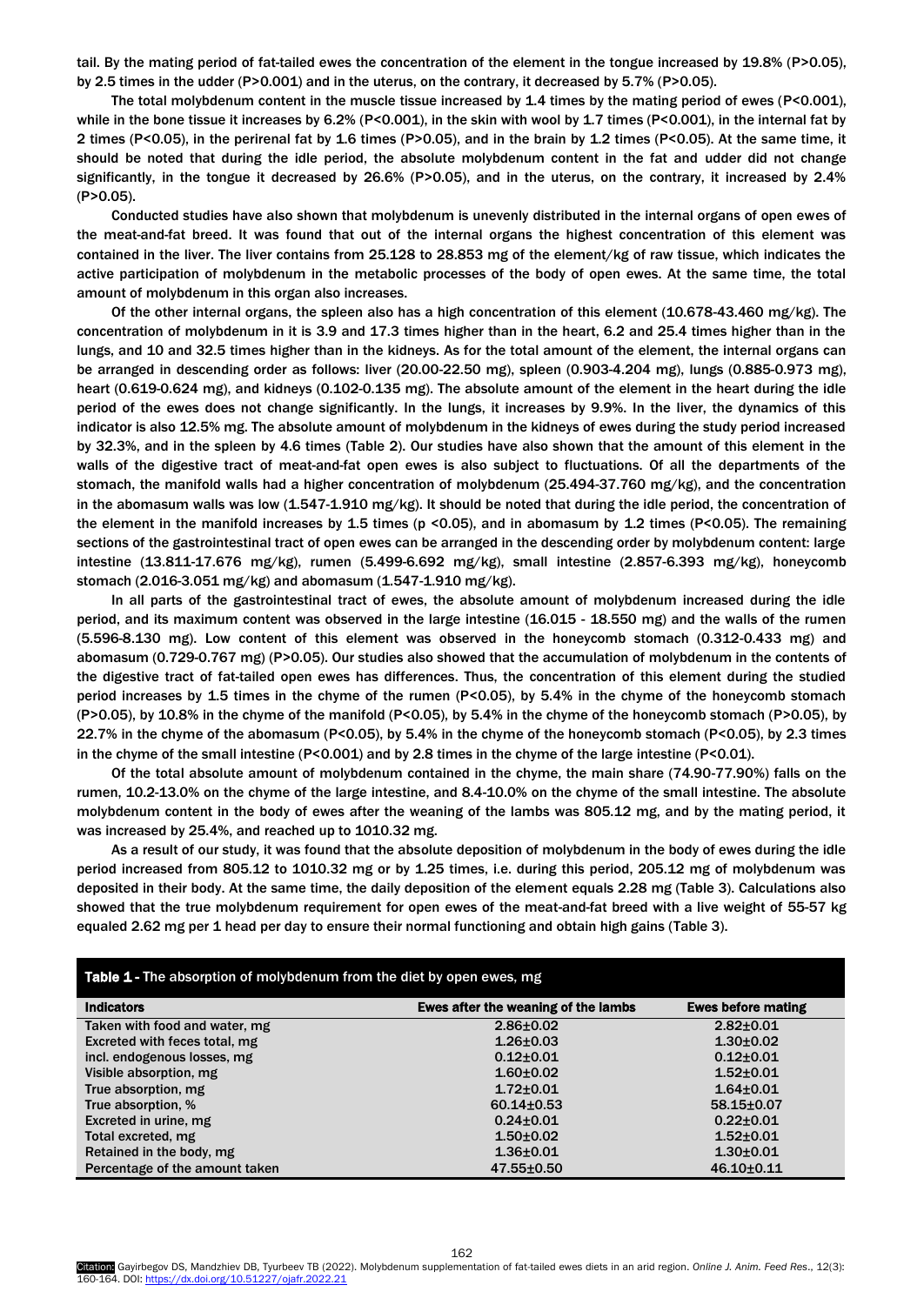tail. By the mating period of fat-tailed ewes the concentration of the element in the tongue increased by 19.8% (P>0.05), by 2.5 times in the udder (P>0.001) and in the uterus, on the contrary, it decreased by 5.7% (P>0.05).

The total molybdenum content in the muscle tissue increased by 1.4 times by the mating period of ewes (P<0.001), while in the bone tissue it increases by 6.2% (P<0.001), in the skin with wool by 1.7 times (P<0.001), in the internal fat by 2 times (P<0.05), in the perirenal fat by 1.6 times (P>0.05), and in the brain by 1.2 times (P<0.05). At the same time, it should be noted that during the idle period, the absolute molybdenum content in the fat and udder did not change significantly, in the tongue it decreased by 26.6% (P>0.05), and in the uterus, on the contrary, it increased by 2.4% (P>0.05).

Conducted studies have also shown that molybdenum is unevenly distributed in the internal organs of open ewes of the meat-and-fat breed. It was found that out of the internal organs the highest concentration of this element was contained in the liver. The liver contains from 25.128 to 28.853 mg of the element/kg of raw tissue, which indicates the active participation of molybdenum in the metabolic processes of the body of open ewes. At the same time, the total amount of molybdenum in this organ also increases.

Of the other internal organs, the spleen also has a high concentration of this element (10.678-43.460 mg/kg). The concentration of molybdenum in it is 3.9 and 17.3 times higher than in the heart, 6.2 and 25.4 times higher than in the lungs, and 10 and 32.5 times higher than in the kidneys. As for the total amount of the element, the internal organs can be arranged in descending order as follows: liver (20.00-22.50 mg), spleen (0.903-4.204 mg), lungs (0.885-0.973 mg), heart (0.619-0.624 mg), and kidneys (0.102-0.135 mg). The absolute amount of the element in the heart during the idle period of the ewes does not change significantly. In the lungs, it increases by 9.9%. In the liver, the dynamics of this indicator is also 12.5% mg. The absolute amount of molybdenum in the kidneys of ewes during the study period increased by 32.3%, and in the spleen by 4.6 times (Table 2). Our studies have also shown that the amount of this element in the walls of the digestive tract of meat-and-fat open ewes is also subject to fluctuations. Of all the departments of the stomach, the manifold walls had a higher concentration of molybdenum (25.494-37.760 mg/kg), and the concentration in the abomasum walls was low (1.547-1.910 mg/kg). It should be noted that during the idle period, the concentration of the element in the manifold increases by 1.5 times (p <0.05), and in abomasum by 1.2 times (P<0.05). The remaining sections of the gastrointestinal tract of open ewes can be arranged in the descending order by molybdenum content: large intestine (13.811-17.676 mg/kg), rumen (5.499-6.692 mg/kg), small intestine (2.857-6.393 mg/kg), honeycomb stomach (2.016-3.051 mg/kg) and abomasum (1.547-1.910 mg/kg).

In all parts of the gastrointestinal tract of ewes, the absolute amount of molybdenum increased during the idle period, and its maximum content was observed in the large intestine (16.015 - 18.550 mg) and the walls of the rumen (5.596-8.130 mg). Low content of this element was observed in the honeycomb stomach (0.312-0.433 mg) and abomasum (0.729-0.767 mg) (P>0.05). Our studies also showed that the accumulation of molybdenum in the contents of the digestive tract of fat-tailed open ewes has differences. Thus, the concentration of this element during the studied period increases by 1.5 times in the chyme of the rumen (P<0.05), by 5.4% in the chyme of the honeycomb stomach (P>0.05), by 10.8% in the chyme of the manifold (P<0.05), by 5.4% in the chyme of the honeycomb stomach (P>0.05), by 22.7% in the chyme of the abomasum (P<0.05), by 5.4% in the chyme of the honeycomb stomach (P<0.05), by 2.3 times in the chyme of the small intestine (P<0.001) and by 2.8 times in the chyme of the large intestine (P<0.01).

Of the total absolute amount of molybdenum contained in the chyme, the main share (74.90-77.90%) falls on the rumen, 10.2-13.0% on the chyme of the large intestine, and 8.4-10.0% on the chyme of the small intestine. The absolute molybdenum content in the body of ewes after the weaning of the lambs was 805.12 mg, and by the mating period, it was increased by 25.4%, and reached up to 1010.32 mg.

As a result of our study, it was found that the absolute deposition of molybdenum in the body of ewes during the idle period increased from 805.12 to 1010.32 mg or by 1.25 times, i.e. during this period, 205.12 mg of molybdenum was deposited in their body. At the same time, the daily deposition of the element equals 2.28 mg (Table 3). Calculations also showed that the true molybdenum requirement for open ewes of the meat-and-fat breed with a live weight of 55-57 kg equaled 2.62 mg per 1 head per day to ensure their normal functioning and obtain high gains (Table 3).

**Table 1 -** The absorption of molybdenum from the diet by open ewes, mg

| Indicators | Ewes after the weaning of the lambs | Ewes before mating |
|---|---|---|
| Taken with food and water, mg | 2.86±0.02 | 2.82±0.01 |
| Excreted with feces total, mg | 1.26±0.03 | 1.30±0.02 |
| incl. endogenous losses, mg | 0.12±0.01 | 0.12±0.01 |
| Visible absorption, mg | 1.60±0.02 | 1.52±0.01 |
| True absorption, mg | 1.72±0.01 | 1.64±0.01 |
| True absorption, % | 60.14±0.53 | 58.15±0.07 |
| Excreted in urine, mg | 0.24±0.01 | 0.22±0.01 |
| Total excreted, mg | 1.50±0.02 | 1.52±0.01 |
| Retained in the body, mg | 1.36±0.01 | 1.30±0.01 |
| Percentage of the amount taken | 47.55±0.50 | 46.10±0.11 |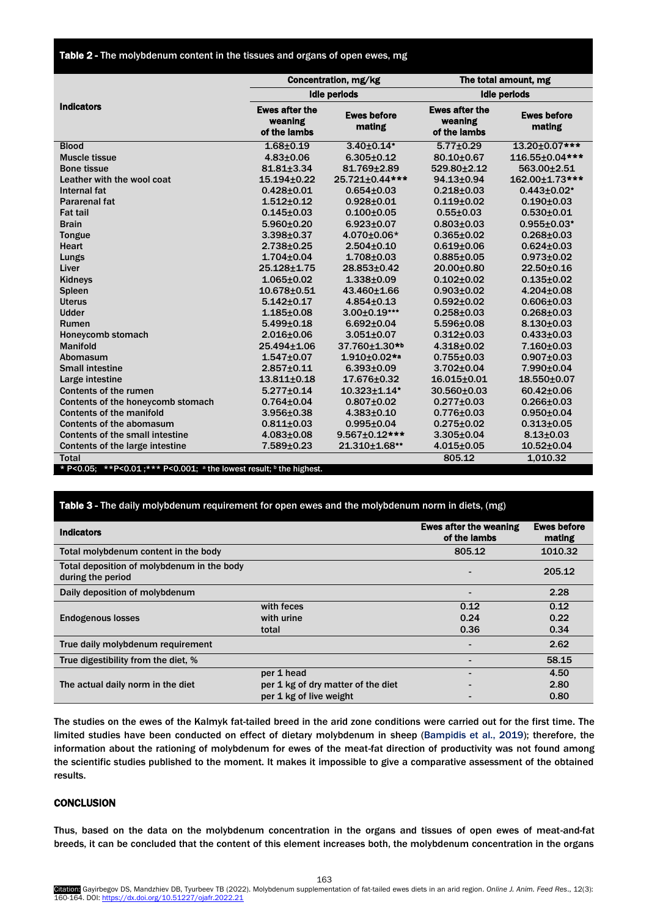**Table 2** - The molybdenum content in the tissues and organs of open ewes, mg

| Indicators | Concentration, mg/kg | | The total amount, mg | |
|---|---|---|---|---|
| | Idle periods | | Idle periods | |
| | Ewes after the weaning of the lambs | Ewes before mating | Ewes after the weaning of the lambs | Ewes before mating |
| Blood | 1.68±0.19 | 3.40±0.14* | 5.77±0.29 | 13.20±0.07*** |
| Muscle tissue | 4.83±0.06 | 6.305±0.12 | 80.10±0.67 | 116.55±0.04*** |
| Bone tissue | 81.81±3.34 | 81.769±2.89 | 529.80±2.12 | 563.00±2.51 |
| Leather with the wool coat | 15.194±0.22 | 25.721±0.44*** | 94.13±0.94 | 162.00±1.73*** |
| Internal fat | 0.428±0.01 | 0.654±0.03 | 0.218±0.03 | 0.443±0.02* |
| Pararenal fat | 1.512±0.12 | 0.928±0.01 | 0.119±0.02 | 0.190±0.03 |
| Fat tail | 0.145±0.03 | 0.100±0.05 | 0.55±0.03 | 0.530±0.01 |
| Brain | 5.960±0.20 | 6.923±0.07 | 0.803±0.03 | 0.955±0.03* |
| Tongue | 3.398±0.37 | 4.070±0.06* | 0.365±0.02 | 0.268±0.03 |
| Heart | 2.738±0.25 | 2.504±0.10 | 0.619±0.06 | 0.624±0.03 |
| Lungs | 1.704±0.04 | 1.708±0.03 | 0.885±0.05 | 0.973±0.02 |
| Liver | 25.128±1.75 | 28.853±0.42 | 20.00±0.80 | 22.50±0.16 |
| Kidneys | 1.065±0.02 | 1.338±0.09 | 0.102±0.02 | 0.135±0.02 |
| Spleen | 10.678±0.51 | 43.460±1.66 | 0.903±0.02 | 4.204±0.08 |
| Uterus | 5.142±0.17 | 4.854±0.13 | 0.592±0.02 | 0.606±0.03 |
| Udder | 1.185±0.08 | 3.00±0.19*** | 0.258±0.03 | 0.268±0.03 |
| Rumen | 5.499±0.18 | 6.692±0.04 | 5.596±0.08 | 8.130±0.03 |
| Honeycomb stomach | 2.016±0.06 | 3.051±0.07 | 0.312±0.03 | 0.433±0.03 |
| Manifold | 25.494±1.06 | 37.760±1.30*[b] | 4.318±0.02 | 7.160±0.03 |
| Abomasum | 1.547±0.07 | 1.910±0.02*[a] | 0.755±0.03 | 0.907±0.03 |
| Small intestine | 2.857±0.11 | 6.393±0.09 | 3.702±0.04 | 7.990±0.04 |
| Large intestine | 13.811±0.18 | 17.676±0.32 | 16.015±0.01 | 18.550±0.07 |
| Contents of the rumen | 5.277±0.14 | 10.323±1.14* | 30.560±0.03 | 60.42±0.06 |
| Contents of the honeycomb stomach | 0.764±0.04 | 0.807±0.02 | 0.277±0.03 | 0.266±0.03 |
| Contents of the manifold | 3.956±0.38 | 4.383±0.10 | 0.776±0.03 | 0.950±0.04 |
| Contents of the abomasum | 0.811±0.03 | 0.995±0.04 | 0.275±0.02 | 0.313±0.05 |
| Contents of the small intestine | 4.083±0.08 | 9.567±0.12*** | 3.305±0.04 | 8.13±0.03 |
| Contents of the large intestine | 7.589±0.23 | 21.310±1.68** | 4.015±0.05 | 10.52±0.04 |
| Total | | | 805.12 | 1,010.32 |

* $P<0.05$; ** $P<0.01$; *** $P<0.001$; [a] the lowest result; [b] the highest.

**Table 3** - The daily molybdenum requirement for open ewes and the molybdenum norm in diets, (mg)

| Indicators | | Ewes after the weaning of the lambs | Ewes before mating |
|---|---|---|---|
| Total molybdenum content in the body | | 805.12 | 1010.32 |
| Total deposition of molybdenum in the body during the period | | - | 205.12 |
| Daily deposition of molybdenum | | - | 2.28 |
| Endogenous losses | with feces | 0.12 | 0.12 |
| | with urine | 0.24 | 0.22 |
| | total | 0.36 | 0.34 |
| True daily molybdenum requirement | | - | 2.62 |
| True digestibility from the diet, % | | - | 58.15 |
| The actual daily norm in the diet | per 1 head | - | 4.50 |
| | per 1 kg of dry matter of the diet | - | 2.80 |
| | per 1 kg of live weight | - | 0.80 |

The studies on the ewes of the Kalmyk fat-tailed breed in the arid zone conditions were carried out for the first time. The limited studies have been conducted on effect of dietary molybdenum in sheep (Bampidis et al., 2019); therefore, the information about the rationing of molybdenum for ewes of the meat-fat direction of productivity was not found among the scientific studies published to the moment. It makes it impossible to give a comparative assessment of the obtained results.

## CONCLUSION

Thus, based on the data on the molybdenum concentration in the organs and tissues of open ewes of meat-and-fat breeds, it can be concluded that the content of this element increases both, the molybdenum concentration in the organs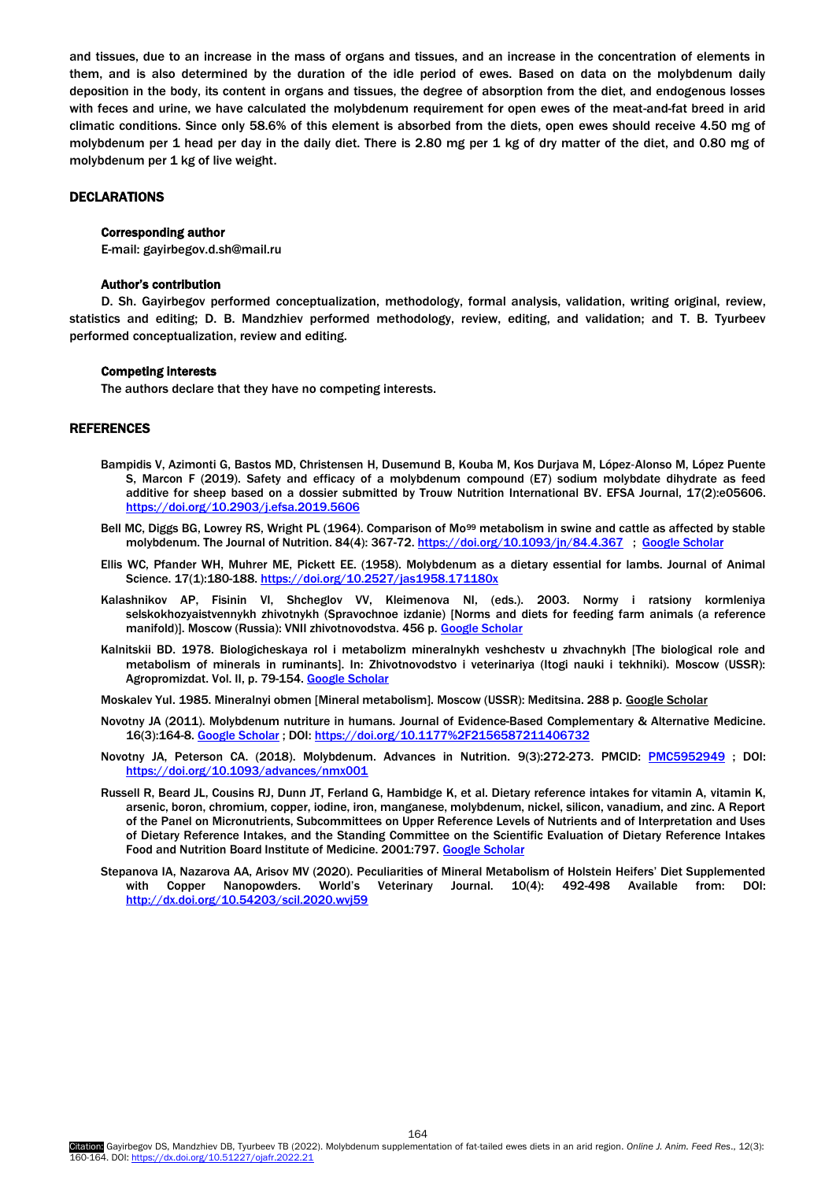and tissues, due to an increase in the mass of organs and tissues, and an increase in the concentration of elements in them, and is also determined by the duration of the idle period of ewes. Based on data on the molybdenum daily deposition in the body, its content in organs and tissues, the degree of absorption from the diet, and endogenous losses with feces and urine, we have calculated the molybdenum requirement for open ewes of the meat-and-fat breed in arid climatic conditions. Since only 58.6% of this element is absorbed from the diets, open ewes should receive 4.50 mg of molybdenum per 1 head per day in the daily diet. There is 2.80 mg per 1 kg of dry matter of the diet, and 0.80 mg of molybdenum per 1 kg of live weight.

## DECLARATIONS

### Corresponding author

E-mail: gayirbegov.d.sh@mail.ru

### Author's contribution

D. Sh. Gayirbegov performed conceptualization, methodology, formal analysis, validation, writing original, review, statistics and editing; D. B. Mandzhiev performed methodology, review, editing, and validation; and T. B. Tyurbeev performed conceptualization, review and editing.

### Competing interests

The authors declare that they have no competing interests.

## REFERENCES

Bampidis V, Azimonti G, Bastos MD, Christensen H, Dusemund B, Kouba M, Kos Durjava M, López-Alonso M, López Puente S, Marcon F (2019). Safety and efficacy of a molybdenum compound (E7) sodium molybdate dihydrate as feed additive for sheep based on a dossier submitted by Trouw Nutrition International BV. EFSA Journal, 17(2):e05606. https://doi.org/10.2903/j.efsa.2019.5606

Bell MC, Diggs BG, Lowrey RS, Wright PL (1964). Comparison of $Mo^{99}$ metabolism in swine and cattle as affected by stable molybdenum. The Journal of Nutrition. 84(4): 367-72. https://doi.org/10.1093/jn/84.4.367 ; Google Scholar

Ellis WC, Pfander WH, Muhrer ME, Pickett EE. (1958). Molybdenum as a dietary essential for lambs. Journal of Animal Science. 17(1):180-188. https://doi.org/10.2527/jas1958.171180x

Kalashnikov AP, Fisinin VI, Shcheglov VV, Kleimenova NI, (eds.). 2003. Normy i ratsiony kormleniya selskokhozyaistvennykh zhivotnykh (Spravochnoe izdanie) [Norms and diets for feeding farm animals (a reference manifold)]. Moscow (Russia): VNII zhivotnovodstva. 456 p. Google Scholar

Kalnitskii BD. 1978. Biologicheskaya rol i metabolizm mineralnykh veshchestv u zhvachnykh [The biological role and metabolism of minerals in ruminants]. In: Zhivotnovodstvo i veterinariya (Itogi nauki i tekhniki). Moscow (USSR): Agropromizdat. Vol. II, p. 79-154. Google Scholar

Moskalev YuI. 1985. Mineralnyi obmen [Mineral metabolism]. Moscow (USSR): Meditsina. 288 p. Google Scholar

Novotny JA (2011). Molybdenum nutriture in humans. Journal of Evidence-Based Complementary & Alternative Medicine. 16(3):164-8. Google Scholar ; DOI: https://doi.org/10.1177%2F2156587211406732

Novotny JA, Peterson CA. (2018). Molybdenum. Advances in Nutrition. 9(3):272-273. PMCID: PMC5952949 ; DOI: https://doi.org/10.1093/advances/nmx001

Russell R, Beard JL, Cousins RJ, Dunn JT, Ferland G, Hambidge K, et al. Dietary reference intakes for vitamin A, vitamin K, arsenic, boron, chromium, copper, iodine, iron, manganese, molybdenum, nickel, silicon, vanadium, and zinc. A Report of the Panel on Micronutrients, Subcommittees on Upper Reference Levels of Nutrients and of Interpretation and Uses of Dietary Reference Intakes, and the Standing Committee on the Scientific Evaluation of Dietary Reference Intakes Food and Nutrition Board Institute of Medicine. 2001:797. Google Scholar

Stepanova IA, Nazarova AA, Arisov MV (2020). Peculiarities of Mineral Metabolism of Holstein Heifers' Diet Supplemented with Copper Nanopowders. World's Veterinary Journal. 10(4): 492-498 Available from: DOI: http://dx.doi.org/10.54203/scil.2020.wvj59